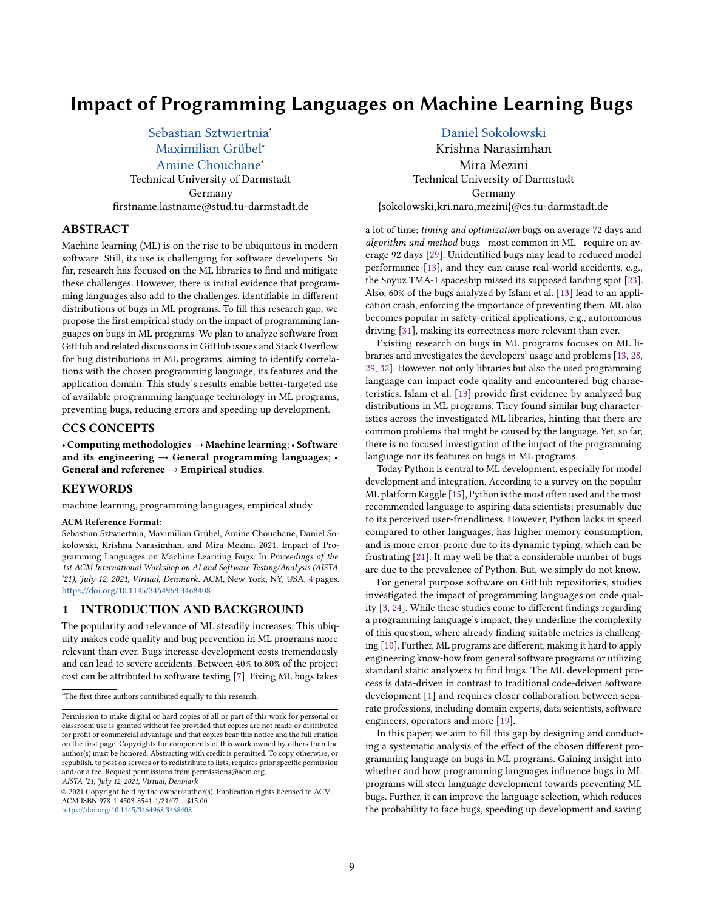# Impact of Programming Languages on Machine Learning Bugs

Sebastian Sztwiertnia*
Maximilian Grübel*
Amine Chouchane*
Technical University of Darmstadt
Germany
firstname.lastname@stud.tu-darmstadt.de

Daniel Sokolowski
Krishna Narasimhan
Mira Mezini
Technical University of Darmstadt
Germany
{sokolowski,kri.nara,mezini}@cs.tu-darmstadt.de

## ABSTRACT

Machine learning (ML) is on the rise to be ubiquitous in modern software. Still, its use is challenging for software developers. So far, research has focused on the ML libraries to find and mitigate these challenges. However, there is initial evidence that programming languages also add to the challenges, identifiable in different distributions of bugs in ML programs. To fill this research gap, we propose the first empirical study on the impact of programming languages on bugs in ML programs. We plan to analyze software from GitHub and related discussions in GitHub issues and Stack Overflow for bug distributions in ML programs, aiming to identify correlations with the chosen programming language, its features and the application domain. This study's results enable better-targeted use of available programming language technology in ML programs, preventing bugs, reducing errors and speeding up development.

## CCS CONCEPTS

• **Computing methodologies** → **Machine learning**; • **Software and its engineering** → **General programming languages**; • **General and reference** → **Empirical studies**.

## KEYWORDS

machine learning, programming languages, empirical study

**ACM Reference Format:**
Sebastian Sztwiertnia, Maximilian Grübel, Amine Chouchane, Daniel Sokolowski, Krishna Narasimhan, and Mira Mezini. 2021. Impact of Programming Languages on Machine Learning Bugs. In *Proceedings of the 1st ACM International Workshop on AI and Software Testing/Analysis (AISTA '21), July 12, 2021, Virtual, Denmark*. ACM, New York, NY, USA, 4 pages. https://doi.org/10.1145/3464968.3468408

## 1 INTRODUCTION AND BACKGROUND

The popularity and relevance of ML steadily increases. This ubiquity makes code quality and bug prevention in ML programs more relevant than ever. Bugs increase development costs tremendously and can lead to severe accidents. Between 40% to 80% of the project cost can be attributed to software testing [7]. Fixing ML bugs takes a lot of time; *timing and optimization* bugs on average 72 days and *algorithm and method* bugs—most common in ML—require on average 92 days [29]. Unidentified bugs may lead to reduced model performance [13], and they can cause real-world accidents, e.g., the Soyuz TMA-1 spaceship missed its supposed landing spot [23]. Also, 60% of the bugs analyzed by Islam et al. [13] lead to an application crash, enforcing the importance of preventing them. ML also becomes popular in safety-critical applications, e.g., autonomous driving [31], making its correctness more relevant than ever.

Existing research on bugs in ML programs focuses on ML libraries and investigates the developers' usage and problems [13, 28, 29, 32]. However, not only libraries but also the used programming language can impact code quality and encountered bug characteristics. Islam et al. [13] provide first evidence by analyzed bug distributions in ML programs. They found similar bug characteristics across the investigated ML libraries, hinting that there are common problems that might be caused by the language. Yet, so far, there is no focused investigation of the impact of the programming language nor its features on bugs in ML programs.

Today Python is central to ML development, especially for model development and integration. According to a survey on the popular ML platform Kaggle [15], Python is the most often used and the most recommended language to aspiring data scientists; presumably due to its perceived user-friendliness. However, Python lacks in speed compared to other languages, has higher memory consumption, and is more error-prone due to its dynamic typing, which can be frustrating [21]. It may well be that a considerable number of bugs are due to the prevalence of Python. But, we simply do not know.

For general purpose software on GitHub repositories, studies investigated the impact of programming languages on code quality [3, 24]. While these studies come to different findings regarding a programming language's impact, they underline the complexity of this question, where already finding suitable metrics is challenging [10]. Further, ML programs are different, making it hard to apply engineering know-how from general software programs or utilizing standard static analyzers to find bugs. The ML development process is data-driven in contrast to traditional code-driven software development [1] and requires closer collaboration between separate professions, including domain experts, data scientists, software engineers, operators and more [19].

In this paper, we aim to fill this gap by designing and conducting a systematic analysis of the effect of the chosen different programming language on bugs in ML programs. Gaining insight into whether and how programming languages influence bugs in ML programs will steer language development towards preventing ML bugs. Further, it can improve the language selection, which reduces the probability to face bugs, speeding up development and saving

*The first three authors contributed equally to this research.

Permission to make digital or hard copies of all or part of this work for personal or classroom use is granted without fee provided that copies are not made or distributed for profit or commercial advantage and that copies bear this notice and the full citation on the first page. Copyrights for components of this work owned by others than the author(s) must be honored. Abstracting with credit is permitted. To copy otherwise, or republish, to post on servers or to redistribute to lists, requires prior specific permission and/or a fee. Request permissions from permissions@acm.org.
*AISTA '21, July 12, 2021, Virtual, Denmark*
© 2021 Copyright held by the owner/author(s). Publication rights licensed to ACM.
ACM ISBN 978-1-4503-8541-1/21/07...$15.00
https://doi.org/10.1145/3464968.3468408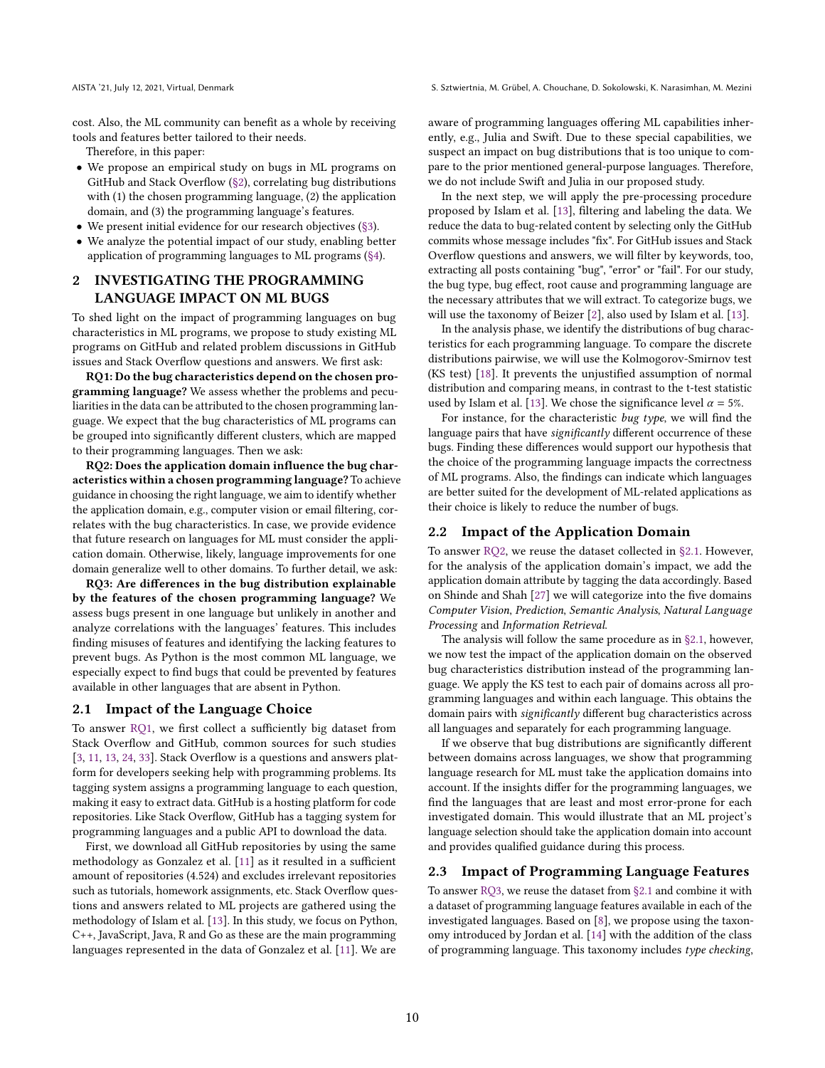cost. Also, the ML community can benefit as a whole by receiving tools and features better tailored to their needs.

Therefore, in this paper:

- We propose an empirical study on bugs in ML programs on GitHub and Stack Overflow (§2), correlating bug distributions with (1) the chosen programming language, (2) the application domain, and (3) the programming language's features.
- We present initial evidence for our research objectives (§3).
- We analyze the potential impact of our study, enabling better application of programming languages to ML programs (§4).

## 2 INVESTIGATING THE PROGRAMMING LANGUAGE IMPACT ON ML BUGS

To shed light on the impact of programming languages on bug characteristics in ML programs, we propose to study existing ML programs on GitHub and related problem discussions in GitHub issues and Stack Overflow questions and answers. We first ask:

**RQ1: Do the bug characteristics depend on the chosen programming language?** We assess whether the problems and peculiarities in the data can be attributed to the chosen programming language. We expect that the bug characteristics of ML programs can be grouped into significantly different clusters, which are mapped to their programming languages. Then we ask:

**RQ2: Does the application domain influence the bug characteristics within a chosen programming language?** To achieve guidance in choosing the right language, we aim to identify whether the application domain, e.g., computer vision or email filtering, correlates with the bug characteristics. In case, we provide evidence that future research on languages for ML must consider the application domain. Otherwise, likely, language improvements for one domain generalize well to other domains. To further detail, we ask:

**RQ3: Are differences in the bug distribution explainable by the features of the chosen programming language?** We assess bugs present in one language but unlikely in another and analyze correlations with the languages' features. This includes finding misuses of features and identifying the lacking features to prevent bugs. As Python is the most common ML language, we especially expect to find bugs that could be prevented by features available in other languages that are absent in Python.

### 2.1 Impact of the Language Choice

To answer RQ1, we first collect a sufficiently big dataset from Stack Overflow and GitHub, common sources for such studies [3, 11, 13, 24, 33]. Stack Overflow is a questions and answers platform for developers seeking help with programming problems. Its tagging system assigns a programming language to each question, making it easy to extract data. GitHub is a hosting platform for code repositories. Like Stack Overflow, GitHub has a tagging system for programming languages and a public API to download the data.

First, we download all GitHub repositories by using the same methodology as Gonzalez et al. [11] as it resulted in a sufficient amount of repositories (4.524) and excludes irrelevant repositories such as tutorials, homework assignments, etc. Stack Overflow questions and answers related to ML projects are gathered using the methodology of Islam et al. [13]. In this study, we focus on Python, C++, JavaScript, Java, R and Go as these are the main programming languages represented in the data of Gonzalez et al. [11]. We are aware of programming languages offering ML capabilities inherently, e.g., Julia and Swift. Due to these special capabilities, we suspect an impact on bug distributions that is too unique to compare to the prior mentioned general-purpose languages. Therefore, we do not include Swift and Julia in our proposed study.

In the next step, we will apply the pre-processing procedure proposed by Islam et al. [13], filtering and labeling the data. We reduce the data to bug-related content by selecting only the GitHub commits whose message includes "fix". For GitHub issues and Stack Overflow questions and answers, we will filter by keywords, too, extracting all posts containing "bug", "error" or "fail". For our study, the bug type, bug effect, root cause and programming language are the necessary attributes that we will extract. To categorize bugs, we will use the taxonomy of Beizer [2], also used by Islam et al. [13].

In the analysis phase, we identify the distributions of bug characteristics for each programming language. To compare the discrete distributions pairwise, we will use the Kolmogorov-Smirnov test (KS test) [18]. It prevents the unjustified assumption of normal distribution and comparing means, in contrast to the t-test statistic used by Islam et al. [13]. We chose the significance level $\alpha = 5\%$.

For instance, for the characteristic *bug type*, we will find the language pairs that have *significantly* different occurrence of these bugs. Finding these differences would support our hypothesis that the choice of the programming language impacts the correctness of ML programs. Also, the findings can indicate which languages are better suited for the development of ML-related applications as their choice is likely to reduce the number of bugs.

### 2.2 Impact of the Application Domain

To answer RQ2, we reuse the dataset collected in §2.1. However, for the analysis of the application domain's impact, we add the application domain attribute by tagging the data accordingly. Based on Shinde and Shah [27] we will categorize into the five domains *Computer Vision*, *Prediction*, *Semantic Analysis*, *Natural Language Processing* and *Information Retrieval*.

The analysis will follow the same procedure as in §2.1, however, we now test the impact of the application domain on the observed bug characteristics distribution instead of the programming language. We apply the KS test to each pair of domains across all programming languages and within each language. This obtains the domain pairs with *significantly* different bug characteristics across all languages and separately for each programming language.

If we observe that bug distributions are significantly different between domains across languages, we show that programming language research for ML must take the application domains into account. If the insights differ for the programming languages, we find the languages that are least and most error-prone for each investigated domain. This would illustrate that an ML project's language selection should take the application domain into account and provides qualified guidance during this process.

### 2.3 Impact of Programming Language Features

To answer RQ3, we reuse the dataset from §2.1 and combine it with a dataset of programming language features available in each of the investigated languages. Based on [8], we propose using the taxonomy introduced by Jordan et al. [14] with the addition of the class of programming language. This taxonomy includes *type checking*,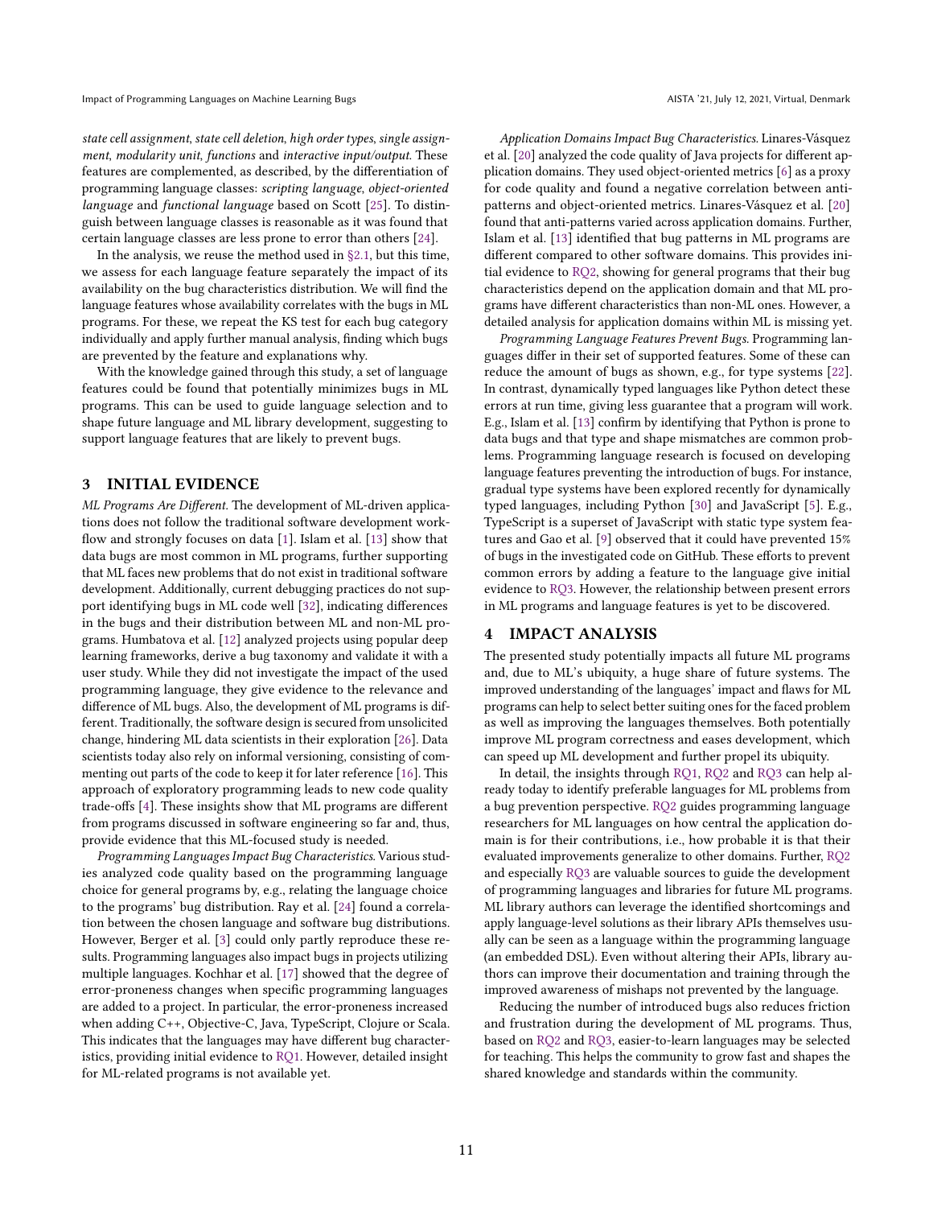*state cell assignment*, *state cell deletion*, *high order types*, *single assignment*, *modularity unit*, *functions* and *interactive input/output*. These features are complemented, as described, by the differentiation of programming language classes: *scripting language*, *object-oriented language* and *functional language* based on Scott [25]. To distinguish between language classes is reasonable as it was found that certain language classes are less prone to error than others [24].

In the analysis, we reuse the method used in §2.1, but this time, we assess for each language feature separately the impact of its availability on the bug characteristics distribution. We will find the language features whose availability correlates with the bugs in ML programs. For these, we repeat the KS test for each bug category individually and apply further manual analysis, finding which bugs are prevented by the feature and explanations why.

With the knowledge gained through this study, a set of language features could be found that potentially minimizes bugs in ML programs. This can be used to guide language selection and to shape future language and ML library development, suggesting to support language features that are likely to prevent bugs.

## 3 INITIAL EVIDENCE

*ML Programs Are Different.* The development of ML-driven applications does not follow the traditional software development workflow and strongly focuses on data [1]. Islam et al. [13] show that data bugs are most common in ML programs, further supporting that ML faces new problems that do not exist in traditional software development. Additionally, current debugging practices do not support identifying bugs in ML code well [32], indicating differences in the bugs and their distribution between ML and non-ML programs. Humbatova et al. [12] analyzed projects using popular deep learning frameworks, derive a bug taxonomy and validate it with a user study. While they did not investigate the impact of the used programming language, they give evidence to the relevance and difference of ML bugs. Also, the development of ML programs is different. Traditionally, the software design is secured from unsolicited change, hindering ML data scientists in their exploration [26]. Data scientists today also rely on informal versioning, consisting of commenting out parts of the code to keep it for later reference [16]. This approach of exploratory programming leads to new code quality trade-offs [4]. These insights show that ML programs are different from programs discussed in software engineering so far and, thus, provide evidence that this ML-focused study is needed.

*Programming Languages Impact Bug Characteristics.* Various studies analyzed code quality based on the programming language choice for general programs by, e.g., relating the language choice to the programs' bug distribution. Ray et al. [24] found a correlation between the chosen language and software bug distributions. However, Berger et al. [3] could only partly reproduce these results. Programming languages also impact bugs in projects utilizing multiple languages. Kochhar et al. [17] showed that the degree of error-proneness changes when specific programming languages are added to a project. In particular, the error-proneness increased when adding C++, Objective-C, Java, TypeScript, Clojure or Scala. This indicates that the languages may have different bug characteristics, providing initial evidence to RQ1. However, detailed insight for ML-related programs is not available yet.

*Application Domains Impact Bug Characteristics.* Linares-Vásquez et al. [20] analyzed the code quality of Java projects for different application domains. They used object-oriented metrics [6] as a proxy for code quality and found a negative correlation between anti-patterns and object-oriented metrics. Linares-Vásquez et al. [20] found that anti-patterns varied across application domains. Further, Islam et al. [13] identified that bug patterns in ML programs are different compared to other software domains. This provides initial evidence to RQ2, showing for general programs that their bug characteristics depend on the application domain and that ML programs have different characteristics than non-ML ones. However, a detailed analysis for application domains within ML is missing yet.

*Programming Language Features Prevent Bugs.* Programming languages differ in their set of supported features. Some of these can reduce the amount of bugs as shown, e.g., for type systems [22]. In contrast, dynamically typed languages like Python detect these errors at run time, giving less guarantee that a program will work. E.g., Islam et al. [13] confirm by identifying that Python is prone to data bugs and that type and shape mismatches are common problems. Programming language research is focused on developing language features preventing the introduction of bugs. For instance, gradual type systems have been explored recently for dynamically typed languages, including Python [30] and JavaScript [5]. E.g., TypeScript is a superset of JavaScript with static type system features and Gao et al. [9] observed that it could have prevented 15% of bugs in the investigated code on GitHub. These efforts to prevent common errors by adding a feature to the language give initial evidence to RQ3. However, the relationship between present errors in ML programs and language features is yet to be discovered.

## 4 IMPACT ANALYSIS

The presented study potentially impacts all future ML programs and, due to ML's ubiquity, a huge share of future systems. The improved understanding of the languages' impact and flaws for ML programs can help to select better suiting ones for the faced problem as well as improving the languages themselves. Both potentially improve ML program correctness and eases development, which can speed up ML development and further propel its ubiquity.

In detail, the insights through RQ1, RQ2 and RQ3 can help already today to identify preferable languages for ML problems from a bug prevention perspective. RQ2 guides programming language researchers for ML languages on how central the application domain is for their contributions, i.e., how probable it is that their evaluated improvements generalize to other domains. Further, RQ2 and especially RQ3 are valuable sources to guide the development of programming languages and libraries for future ML programs. ML library authors can leverage the identified shortcomings and apply language-level solutions as their library APIs themselves usually can be seen as a language within the programming language (an embedded DSL). Even without altering their APIs, library authors can improve their documentation and training through the improved awareness of mishaps not prevented by the language.

Reducing the number of introduced bugs also reduces friction and frustration during the development of ML programs. Thus, based on RQ2 and RQ3, easier-to-learn languages may be selected for teaching. This helps the community to grow fast and shapes the shared knowledge and standards within the community.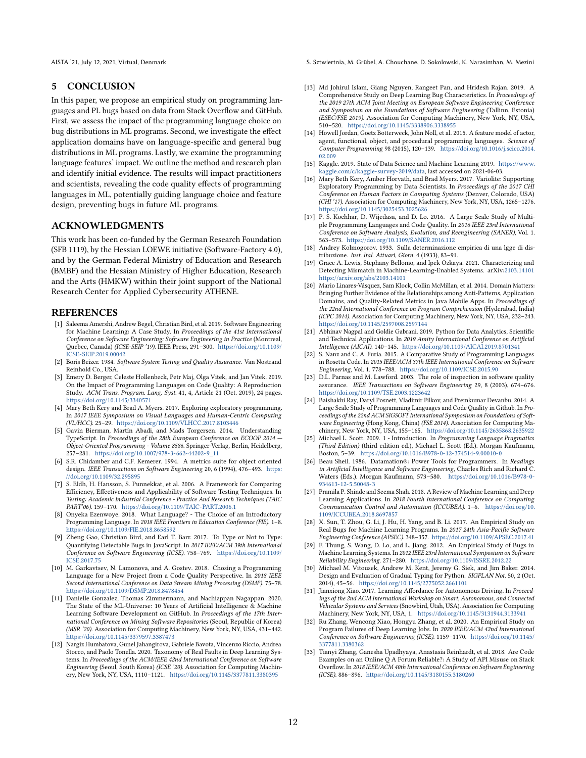## 5 CONCLUSION

In this paper, we propose an empirical study on programming languages and PL bugs based on data from Stack Overflow and GitHub. First, we assess the impact of the programming language choice on bug distributions in ML programs. Second, we investigate the effect application domains have on language-specific and general bug distributions in ML programs. Lastly, we examine the programming language features' impact. We outline the method and research plan and identify initial evidence. The results will impact practitioners and scientists, revealing the code quality effects of programming languages in ML, potentially guiding language choice and feature design, preventing bugs in future ML programs.

## ACKNOWLEDGMENTS

This work has been co-funded by the German Research Foundation (SFB 1119), by the Hessian LOEWE initiative (Software-Factory 4.0), and by the German Federal Ministry of Education and Research (BMBF) and the Hessian Ministry of Higher Education, Research and the Arts (HMKW) within their joint support of the National Research Center for Applied Cybersecurity ATHENE.

## REFERENCES

[1] Saleema Amershi, Andrew Begel, Christian Bird, et al. 2019. Software Engineering for Machine Learning: A Case Study. In *Proceedings of the 41st International Conference on Software Engineering: Software Engineering in Practice* (Montreal, Quebec, Canada) *(ICSE-SEIP '19)*. IEEE Press, 291–300. https://doi.org/10.1109/ICSE-SEIP.2019.00042

[2] Boris Beizer. 1984. *Software System Testing and Quality Assurance.* Van Nostrand Reinhold Co., USA.

[3] Emery D. Berger, Celeste Hollenbeck, Petr Maj, Olga Vitek, and Jan Vitek. 2019. On the Impact of Programming Languages on Code Quality: A Reproduction Study. *ACM Trans. Program. Lang. Syst.* 41, 4, Article 21 (Oct. 2019), 24 pages. https://doi.org/10.1145/3340571

[4] Mary Beth Kery and Brad A. Myers. 2017. Exploring exploratory programming. In *2017 IEEE Symposium on Visual Languages and Human-Centric Computing (VL/HCC)*. 25–29. https://doi.org/10.1109/VLHCC.2017.8103446

[5] Gavin Bierman, Martín Abadi, and Mads Torgersen. 2014. Understanding TypeScript. In *Proceedings of the 28th European Conference on ECOOP 2014 — Object-Oriented Programming - Volume 8586*. Springer-Verlag, Berlin, Heidelberg, 257–281. https://doi.org/10.1007/978-3-662-44202-9_11

[6] S.R. Chidamber and C.F. Kemerer. 1994. A metrics suite for object oriented design. *IEEE Transactions on Software Engineering* 20, 6 (1994), 476–493. https://doi.org/10.1109/32.295895

[7] S. Eldh, H. Hansson, S. Punnekkat, et al. 2006. A Framework for Comparing Efficiency, Effectiveness and Applicability of Software Testing Techniques. In *Testing: Academic Industrial Conference - Practice And Research Techniques (TAIC PART'06)*. 159–170. https://doi.org/10.1109/TAIC-PART.2006.1

[8] Onyeka Ezenwoye. 2018. What Language? - The Choice of an Introductory Programming Language. In *2018 IEEE Frontiers in Education Conference (FIE)*. 1–8. https://doi.org/10.1109/FIE.2018.8658592

[9] Zheng Gao, Christian Bird, and Earl T. Barr. 2017. To Type or Not to Type: Quantifying Detectable Bugs in JavaScript. In *2017 IEEE/ACM 39th International Conference on Software Engineering (ICSE)*. 758–769. https://doi.org/10.1109/ICSE.2017.75

[10] M. Garkavtsev, N. Lamonova, and A. Gostev. 2018. Chosing a Programming Language for a New Project from a Code Quality Perspective. In *2018 IEEE Second International Conference on Data Stream Mining Processing (DSMP)*. 75–78. https://doi.org/10.1109/DSMP.2018.8478454

[11] Danielle Gonzalez, Thomas Zimmermann, and Nachiappan Nagappan. 2020. The State of the ML-Universe: 10 Years of Artificial Intelligence & Machine Learning Software Development on GitHub. In *Proceedings of the 17th International Conference on Mining Software Repositories* (Seoul, Republic of Korea) *(MSR '20)*. Association for Computing Machinery, New York, NY, USA, 431–442. https://doi.org/10.1145/3379597.3387473

[12] Nargiz Humbatova, Gunel Jahangirova, Gabriele Bavota, Vincenzo Riccio, Andrea Stocco, and Paolo Tonella. 2020. Taxonomy of Real Faults in Deep Learning Systems. In *Proceedings of the ACM/IEEE 42nd International Conference on Software Engineering* (Seoul, South Korea) *(ICSE '20)*. Association for Computing Machinery, New York, NY, USA, 1110–1121. https://doi.org/10.1145/3377811.3380395

[13] Md Johirul Islam, Giang Nguyen, Rangeet Pan, and Hridesh Rajan. 2019. A Comprehensive Study on Deep Learning Bug Characteristics. In *Proceedings of the 2019 27th ACM Joint Meeting on European Software Engineering Conference and Symposium on the Foundations of Software Engineering* (Tallinn, Estonia) *(ESEC/FSE 2019)*. Association for Computing Machinery, New York, NY, USA, 510–520. https://doi.org/10.1145/3338906.3338955

[14] Howell Jordan, Goetz Botterweck, John Noll, et al. 2015. A feature model of actor, agent, functional, object, and procedural programming languages. *Science of Computer Programming* 98 (2015), 120–139. https://doi.org/10.1016/j.scico.2014.02.009

[15] Kaggle. 2019. State of Data Science and Machine Learning 2019. https://www.kaggle.com/c/kaggle-survey-2019/data, last accessed on 2021-06-03.

[16] Mary Beth Kery, Amber Horvath, and Brad Myers. 2017. Variolite: Supporting Exploratory Programming by Data Scientists. In *Proceedings of the 2017 CHI Conference on Human Factors in Computing Systems* (Denver, Colorado, USA) *(CHI '17)*. Association for Computing Machinery, New York, NY, USA, 1265–1276. https://doi.org/10.1145/3025453.3025626

[17] P. S. Kochhar, D. Wijedasa, and D. Lo. 2016. A Large Scale Study of Multiple Programming Languages and Code Quality. In *2016 IEEE 23rd International Conference on Software Analysis, Evolution, and Reengineering (SANER)*, Vol. 1. 563–573. https://doi.org/10.1109/SANER.2016.112

[18] Andrey Kolmogorov. 1933. Sulla determinazione empirica di una lgge di distribuzione. *Inst. Ital. Attuari, Giorn.* 4 (1933), 83–91.

[19] Grace A. Lewis, Stephany Bellomo, and Ipek Ozkaya. 2021. Characterizing and Detecting Mismatch in Machine-Learning-Enabled Systems. arXiv:2103.14101 https://arxiv.org/abs/2103.14101

[20] Mario Linares-Vásquez, Sam Klock, Collin McMillan, et al. 2014. Domain Matters: Bringing Further Evidence of the Relationships among Anti-Patterns, Application Domains, and Quality-Related Metrics in Java Mobile Apps. In *Proceedings of the 22nd International Conference on Program Comprehension* (Hyderabad, India) *(ICPC 2014)*. Association for Computing Machinery, New York, NY, USA, 232–243. https://doi.org/10.1145/2597008.2597144

[21] Abhinav Nagpal and Goldie Gabrani. 2019. Python for Data Analytics, Scientific and Technical Applications. In *2019 Amity International Conference on Artificial Intelligence (AICAI)*. 140–145. https://doi.org/10.1109/AICAI.2019.8701341

[22] S. Nanz and C. A. Furia. 2015. A Comparative Study of Programming Languages in Rosetta Code. In *2015 IEEE/ACM 37th IEEE International Conference on Software Engineering*, Vol. 1. 778–788. https://doi.org/10.1109/ICSE.2015.90

[23] D.L. Parnas and M. Lawford. 2003. The role of inspection in software quality assurance. *IEEE Transactions on Software Engineering* 29, 8 (2003), 674–676. https://doi.org/10.1109/TSE.2003.1223642

[24] Baishakhi Ray, Daryl Posnett, Vladimir Filkov, and Premkumar Devanbu. 2014. A Large Scale Study of Programming Languages and Code Quality in Github. In *Proceedings of the 22nd ACM SIGSOFT International Symposium on Foundations of Software Engineering* (Hong Kong, China) *(FSE 2014)*. Association for Computing Machinery, New York, NY, USA, 155–165. https://doi.org/10.1145/2635868.2635922

[25] Michael L. Scott. 2009. 1 - Introduction. In *Programming Language Pragmatics (Third Edition)* (third edition ed.), Michael L. Scott (Ed.). Morgan Kaufmann, Boston, 5–39. https://doi.org/10.1016/B978-0-12-374514-9.00010-0

[26] Beau Sheil. 1986. Datamation®: Power Tools for Programmers. In *Readings in Artificial Intelligence and Software Engineering*, Charles Rich and Richard C. Waters (Eds.). Morgan Kaufmann, 573–580. https://doi.org/10.1016/B978-0-934613-12-5.50048-3

[27] Pramila P. Shinde and Seema Shah. 2018. A Review of Machine Learning and Deep Learning Applications. In *2018 Fourth International Conference on Computing Communication Control and Automation (ICCUBEA)*. 1–6. https://doi.org/10.1109/ICCUBEA.2018.8697857

[28] X. Sun, T. Zhou, G. Li, J. Hu, H. Yang, and B. Li. 2017. An Empirical Study on Real Bugs for Machine Learning Programs. In *2017 24th Asia-Pacific Software Engineering Conference (APSEC)*. 348–357. https://doi.org/10.1109/APSEC.2017.41

[29] F. Thung, S. Wang, D. Lo, and L. Jiang. 2012. An Empirical Study of Bugs in Machine Learning Systems. In *2012 IEEE 23rd International Symposium on Software Reliability Engineering*. 271–280. https://doi.org/10.1109/ISSRE.2012.22

[30] Michael M. Vitousek, Andrew M. Kent, Jeremy G. Siek, and Jim Baker. 2014. Design and Evaluation of Gradual Typing for Python. *SIGPLAN Not.* 50, 2 (Oct. 2014), 45–56. https://doi.org/10.1145/2775052.2661101

[31] Jianxiong Xiao. 2017. Learning Affordance for Autonomous Driving. In *Proceedings of the 2nd ACM International Workshop on Smart, Autonomous, and Connected Vehicular Systems and Services* (Snowbird, Utah, USA). Association for Computing Machinery, New York, NY, USA, 1. https://doi.org/10.1145/3131944.3133941

[32] Ru Zhang, Wencong Xiao, Hongyu Zhang, et al. 2020. An Empirical Study on Program Failures of Deep Learning Jobs. In *2020 IEEE/ACM 42nd International Conference on Software Engineering (ICSE)*. 1159–1170. https://doi.org/10.1145/3377811.3380362

[33] Tianyi Zhang, Ganesha Upadhyaya, Anastasia Reinhardt, et al. 2018. Are Code Examples on an Online Q A Forum Reliable?: A Study of API Misuse on Stack Overflow. In *2018 IEEE/ACM 40th International Conference on Software Engineering (ICSE)*. 886–896. https://doi.org/10.1145/3180155.3180260